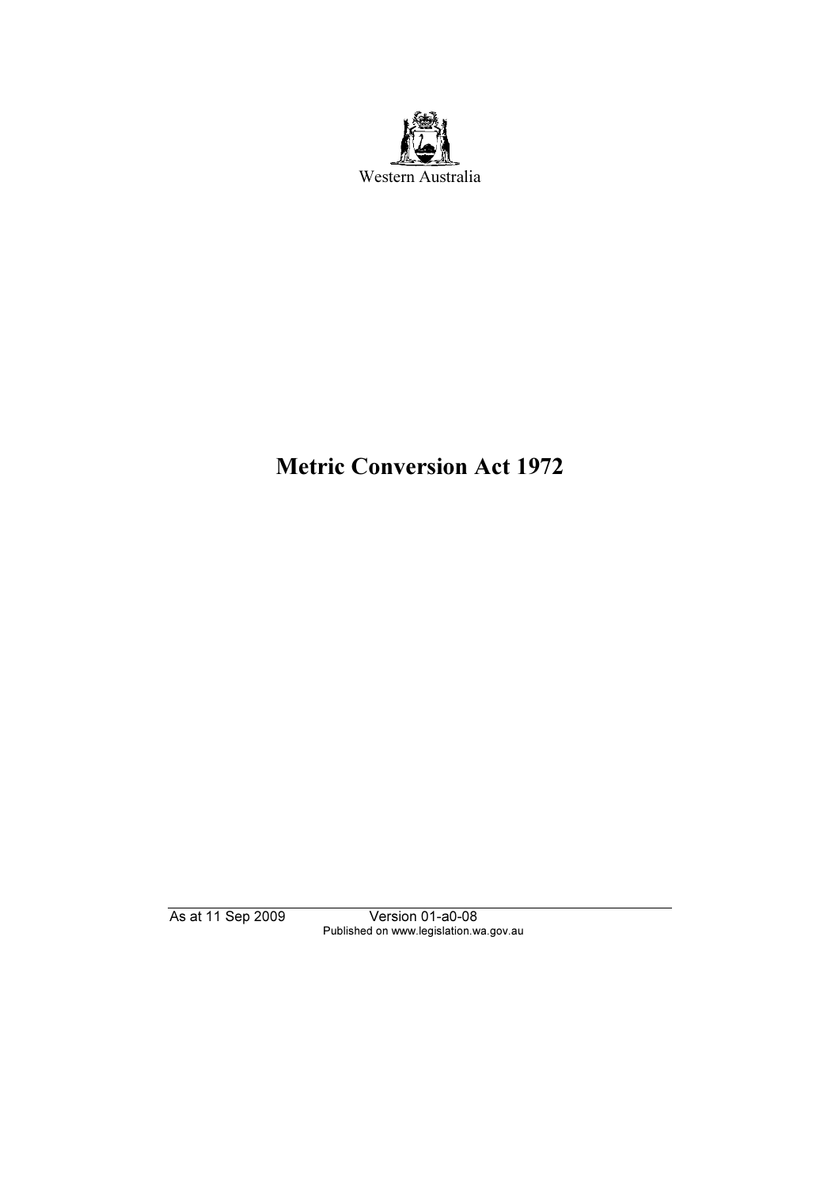Western Australia

# Metric Conversion Act 1972

As at 11 Sep 2009 Version 01-a0-08
Published on www.legislation.wa.gov.au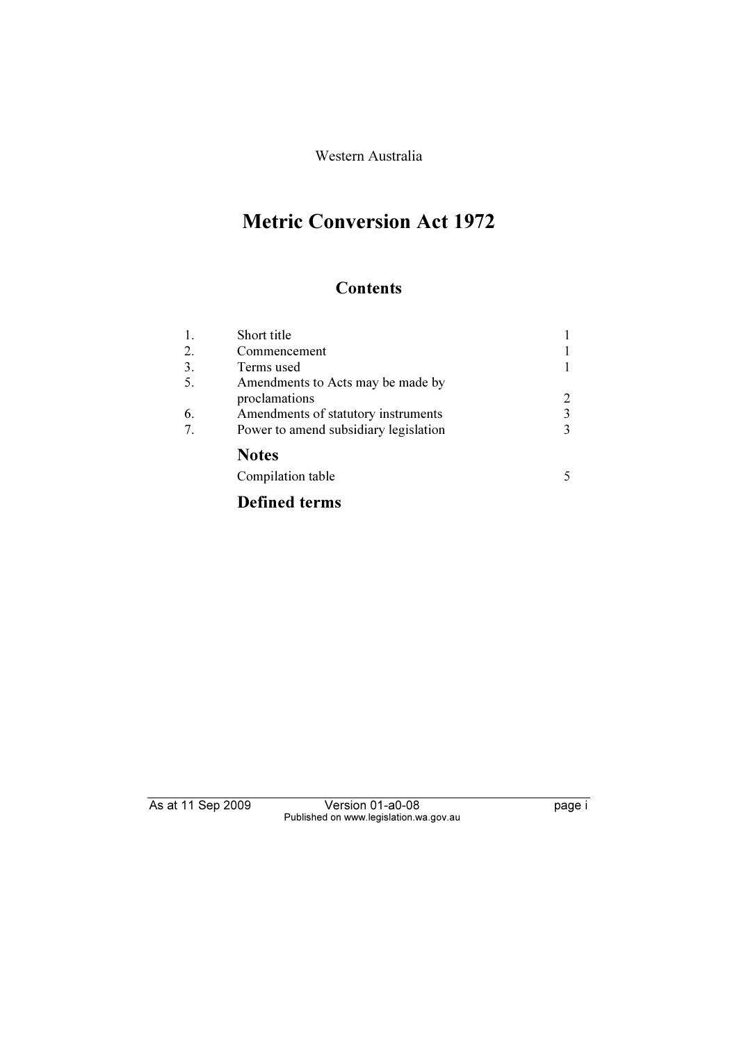Western Australia

# Metric Conversion Act 1972

## Contents

| | | |
|---|---|---|
| 1. | Short title | 1 |
| 2. | Commencement | 1 |
| 3. | Terms used | 1 |
| 5. | Amendments to Acts may be made by proclamations | 2 |
| 6. | Amendments of statutory instruments | 3 |
| 7. | Power to amend subsidiary legislation | 3 |

### Notes

| | |
|---|---|
| Compilation table | 5 |

### Defined terms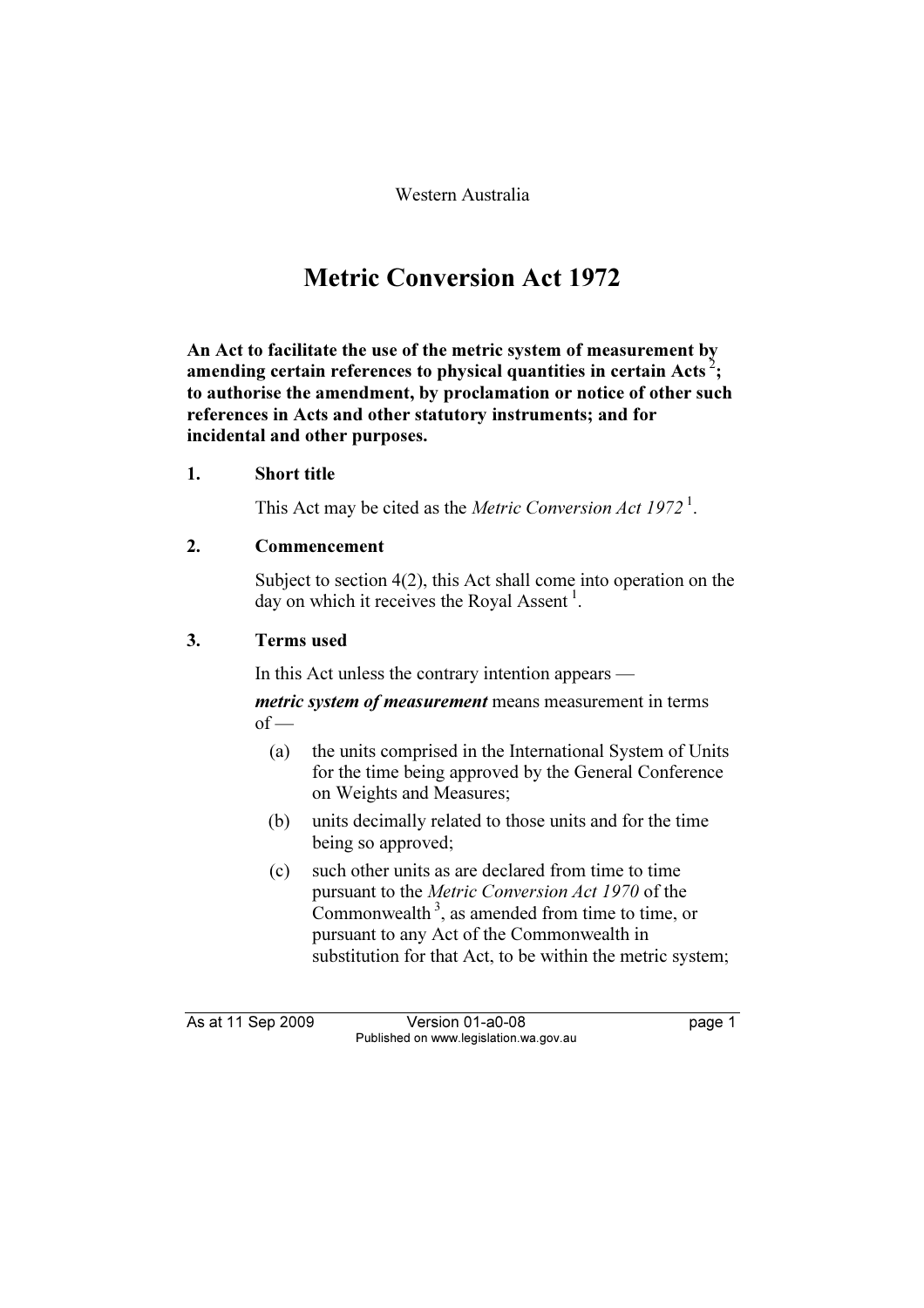Western Australia

# Metric Conversion Act 1972

**An Act to facilitate the use of the metric system of measurement by amending certain references to physical quantities in certain Acts [2]; to authorise the amendment, by proclamation or notice of other such references in Acts and other statutory instruments; and for incidental and other purposes.**

## 1. Short title

This Act may be cited as the *Metric Conversion Act 1972* [1].

## 2. Commencement

Subject to section 4(2), this Act shall come into operation on the day on which it receives the Royal Assent [1].

## 3. Terms used

In this Act unless the contrary intention appears —

***metric system of measurement*** means measurement in terms of —

(a) the units comprised in the International System of Units for the time being approved by the General Conference on Weights and Measures;

(b) units decimally related to those units and for the time being so approved;

(c) such other units as are declared from time to time pursuant to the *Metric Conversion Act 1970* of the Commonwealth [3], as amended from time to time, or pursuant to any Act of the Commonwealth in substitution for that Act, to be within the metric system;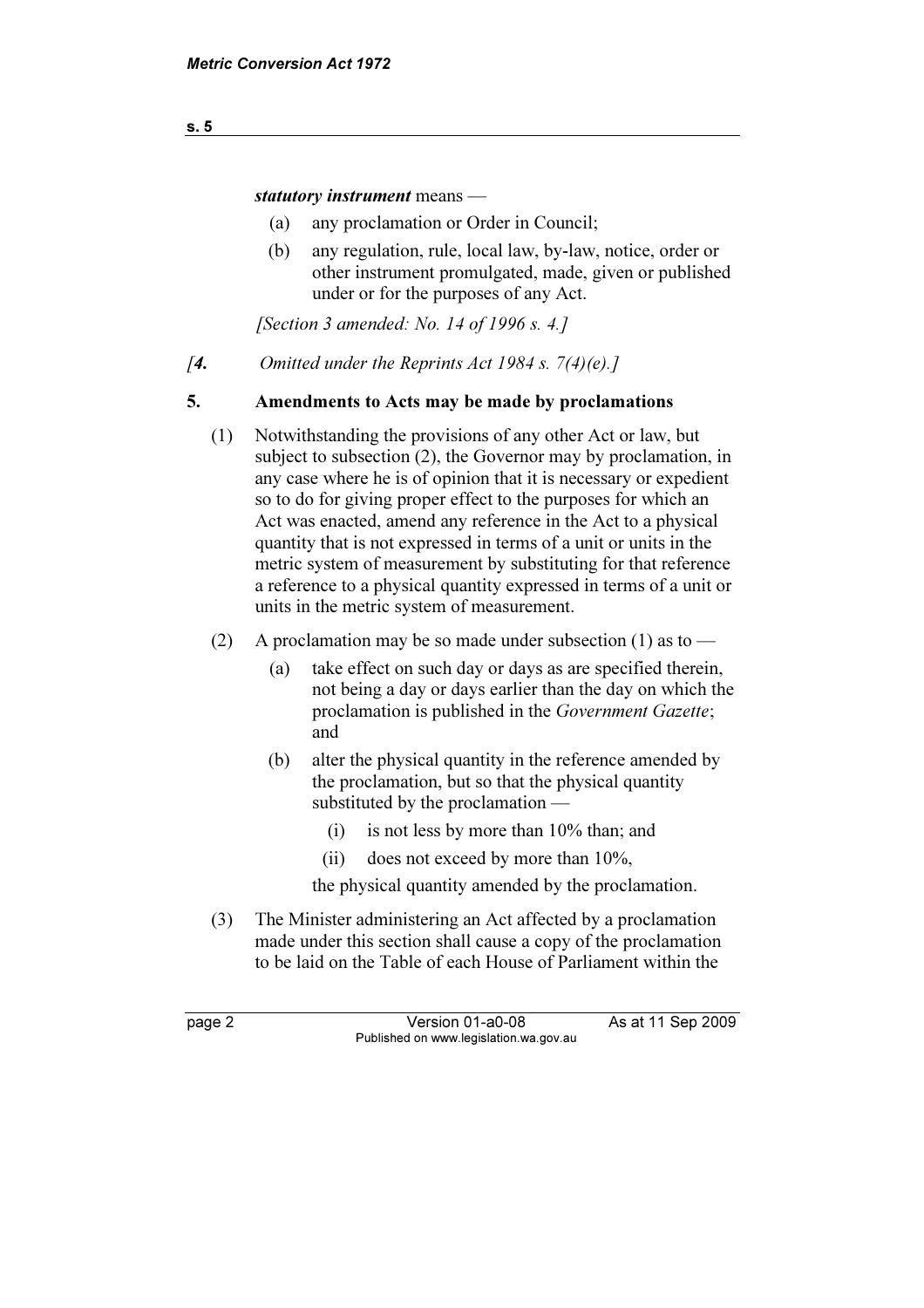***statutory instrument*** means —

(a) any proclamation or Order in Council;

(b) any regulation, rule, local law, by-law, notice, order or other instrument promulgated, made, given or published under or for the purposes of any Act.

*[Section 3 amended: No. 14 of 1996 s. 4.]*

*[**4.** Omitted under the Reprints Act 1984 s. 7(4)(e).]*

## 5. Amendments to Acts may be made by proclamations

(1) Notwithstanding the provisions of any other Act or law, but subject to subsection (2), the Governor may by proclamation, in any case where he is of opinion that it is necessary or expedient so to do for giving proper effect to the purposes for which an Act was enacted, amend any reference in the Act to a physical quantity that is not expressed in terms of a unit or units in the metric system of measurement by substituting for that reference a reference to a physical quantity expressed in terms of a unit or units in the metric system of measurement.

(2) A proclamation may be so made under subsection (1) as to —

(a) take effect on such day or days as are specified therein, not being a day or days earlier than the day on which the proclamation is published in the *Government Gazette*; and

(b) alter the physical quantity in the reference amended by the proclamation, but so that the physical quantity substituted by the proclamation —

(i) is not less by more than 10% than; and

(ii) does not exceed by more than 10%,

the physical quantity amended by the proclamation.

(3) The Minister administering an Act affected by a proclamation made under this section shall cause a copy of the proclamation to be laid on the Table of each House of Parliament within the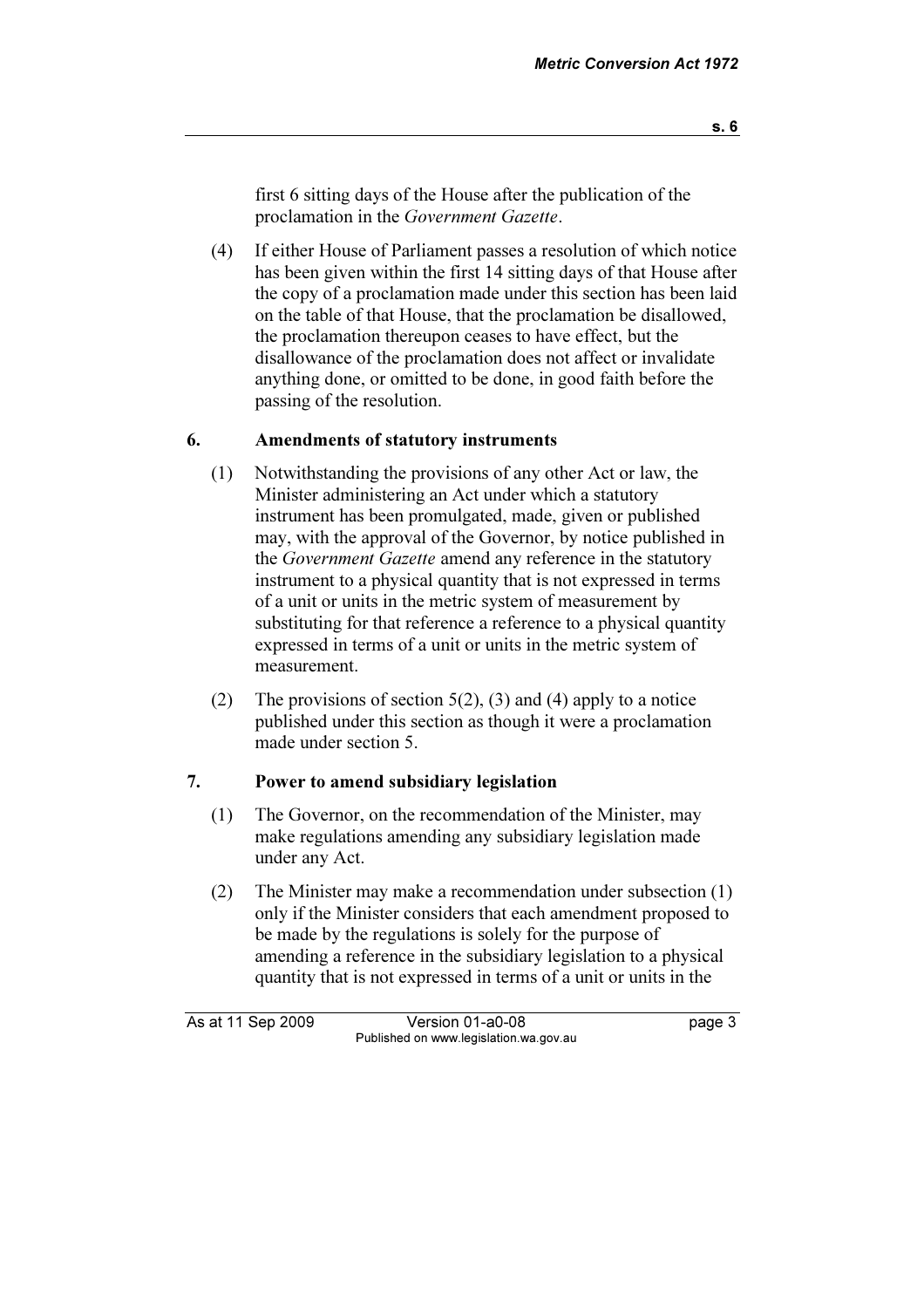first 6 sitting days of the House after the publication of the proclamation in the *Government Gazette*.

(4) If either House of Parliament passes a resolution of which notice has been given within the first 14 sitting days of that House after the copy of a proclamation made under this section has been laid on the table of that House, that the proclamation be disallowed, the proclamation thereupon ceases to have effect, but the disallowance of the proclamation does not affect or invalidate anything done, or omitted to be done, in good faith before the passing of the resolution.

### 6. Amendments of statutory instruments

(1) Notwithstanding the provisions of any other Act or law, the Minister administering an Act under which a statutory instrument has been promulgated, made, given or published may, with the approval of the Governor, by notice published in the *Government Gazette* amend any reference in the statutory instrument to a physical quantity that is not expressed in terms of a unit or units in the metric system of measurement by substituting for that reference a reference to a physical quantity expressed in terms of a unit or units in the metric system of measurement.

(2) The provisions of section 5(2), (3) and (4) apply to a notice published under this section as though it were a proclamation made under section 5.

### 7. Power to amend subsidiary legislation

(1) The Governor, on the recommendation of the Minister, may make regulations amending any subsidiary legislation made under any Act.

(2) The Minister may make a recommendation under subsection (1) only if the Minister considers that each amendment proposed to be made by the regulations is solely for the purpose of amending a reference in the subsidiary legislation to a physical quantity that is not expressed in terms of a unit or units in the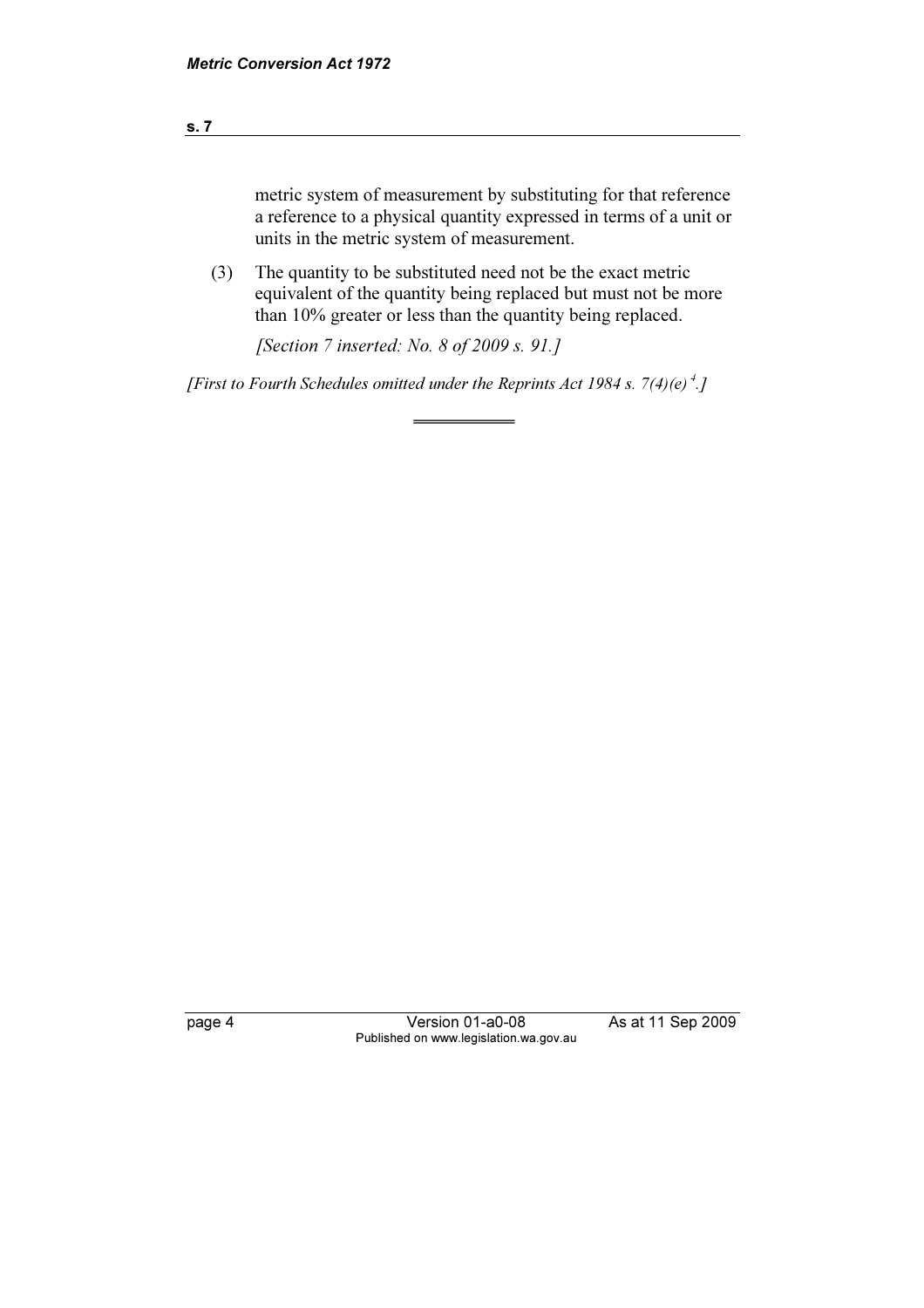metric system of measurement by substituting for that reference a reference to a physical quantity expressed in terms of a unit or units in the metric system of measurement.

(3) The quantity to be substituted need not be the exact metric equivalent of the quantity being replaced but must not be more than 10% greater or less than the quantity being replaced.

*[Section 7 inserted: No. 8 of 2009 s. 91.]*

*[First to Fourth Schedules omitted under the Reprints Act 1984 s. 7(4)(e) [4].]*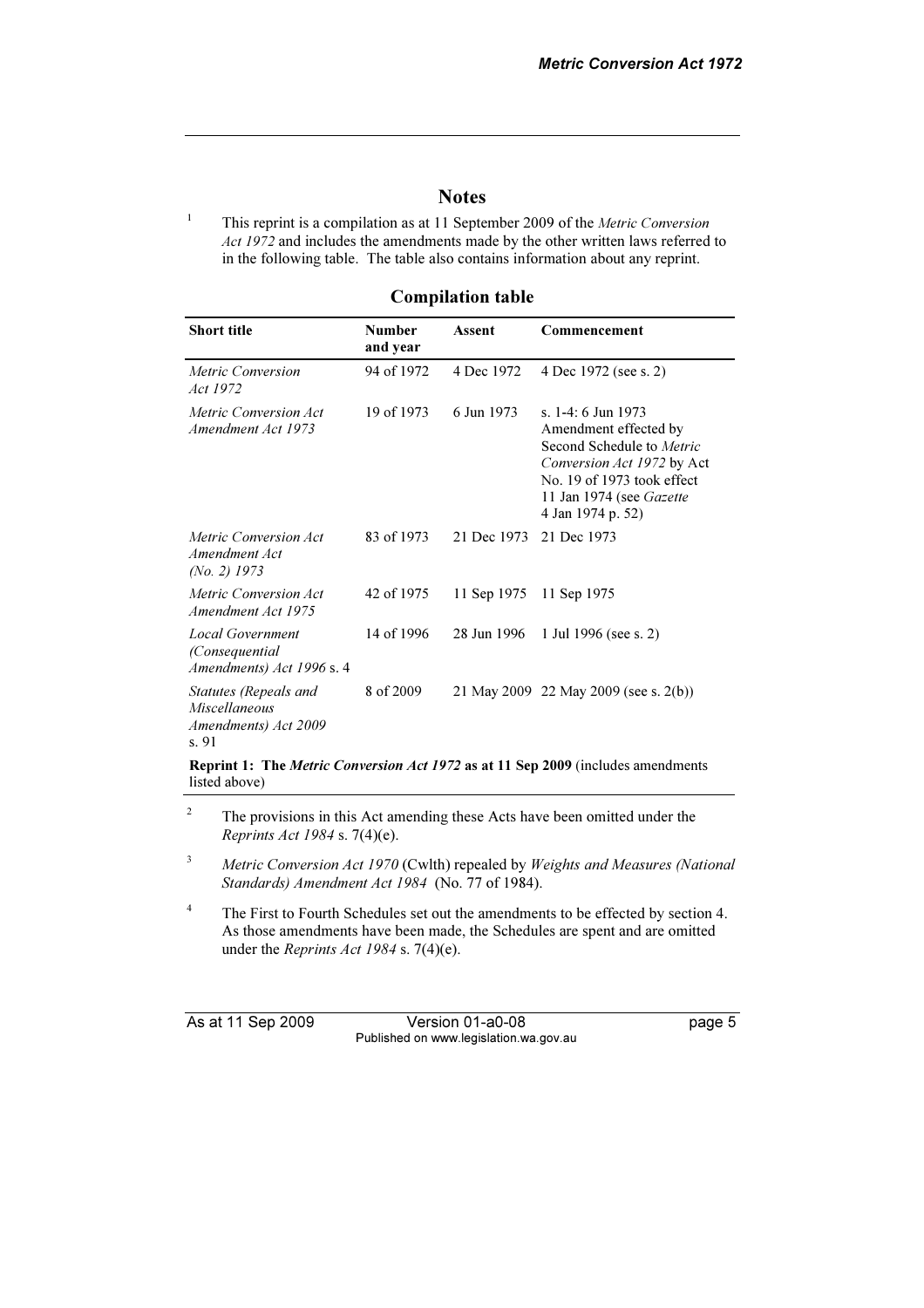# Notes

[1] This reprint is a compilation as at 11 September 2009 of the *Metric Conversion Act 1972* and includes the amendments made by the other written laws referred to in the following table. The table also contains information about any reprint.

## Compilation table

| Short title | Number and year | Assent | Commencement |
|---|---|---|---|
| *Metric Conversion Act 1972* | 94 of 1972 | 4 Dec 1972 | 4 Dec 1972 (see s. 2) |
| *Metric Conversion Act Amendment Act 1973* | 19 of 1973 | 6 Jun 1973 | s. 1-4: 6 Jun 1973 Amendment effected by Second Schedule to *Metric Conversion Act 1972* by Act No. 19 of 1973 took effect 11 Jan 1974 (see *Gazette* 4 Jan 1974 p. 52) |
| *Metric Conversion Act Amendment Act (No. 2) 1973* | 83 of 1973 | 21 Dec 1973 | 21 Dec 1973 |
| *Metric Conversion Act Amendment Act 1975* | 42 of 1975 | 11 Sep 1975 | 11 Sep 1975 |
| *Local Government (Consequential Amendments) Act 1996* s. 4 | 14 of 1996 | 28 Jun 1996 | 1 Jul 1996 (see s. 2) |
| *Statutes (Repeals and Miscellaneous Amendments) Act 2009* s. 91 | 8 of 2009 | 21 May 2009 | 22 May 2009 (see s. 2(b)) |
| **Reprint 1: The** ***Metric Conversion Act 1972*** **as at 11 Sep 2009** (includes amendments listed above) | | | |

[2] The provisions in this Act amending these Acts have been omitted under the *Reprints Act 1984* s. 7(4)(e).

[3] *Metric Conversion Act 1970* (Cwlth) repealed by *Weights and Measures (National Standards) Amendment Act 1984* (No. 77 of 1984).

[4] The First to Fourth Schedules set out the amendments to be effected by section 4. As those amendments have been made, the Schedules are spent and are omitted under the *Reprints Act 1984* s. 7(4)(e).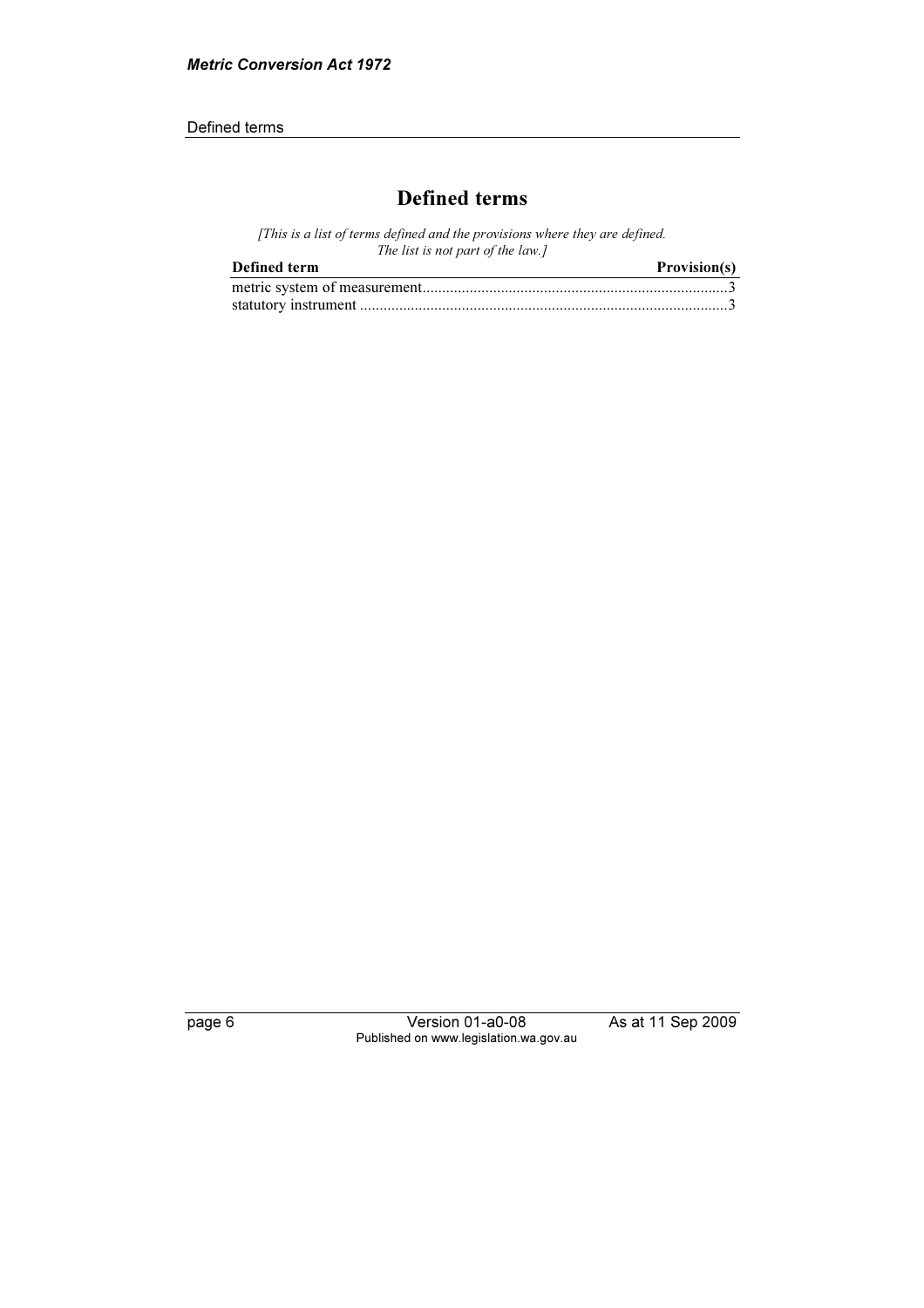# Defined terms

*[This is a list of terms defined and the provisions where they are defined. The list is not part of the law.]*

| Defined term | Provision(s) |
| --- | --- |
| metric system of measurement | 3 |
| statutory instrument | 3 |